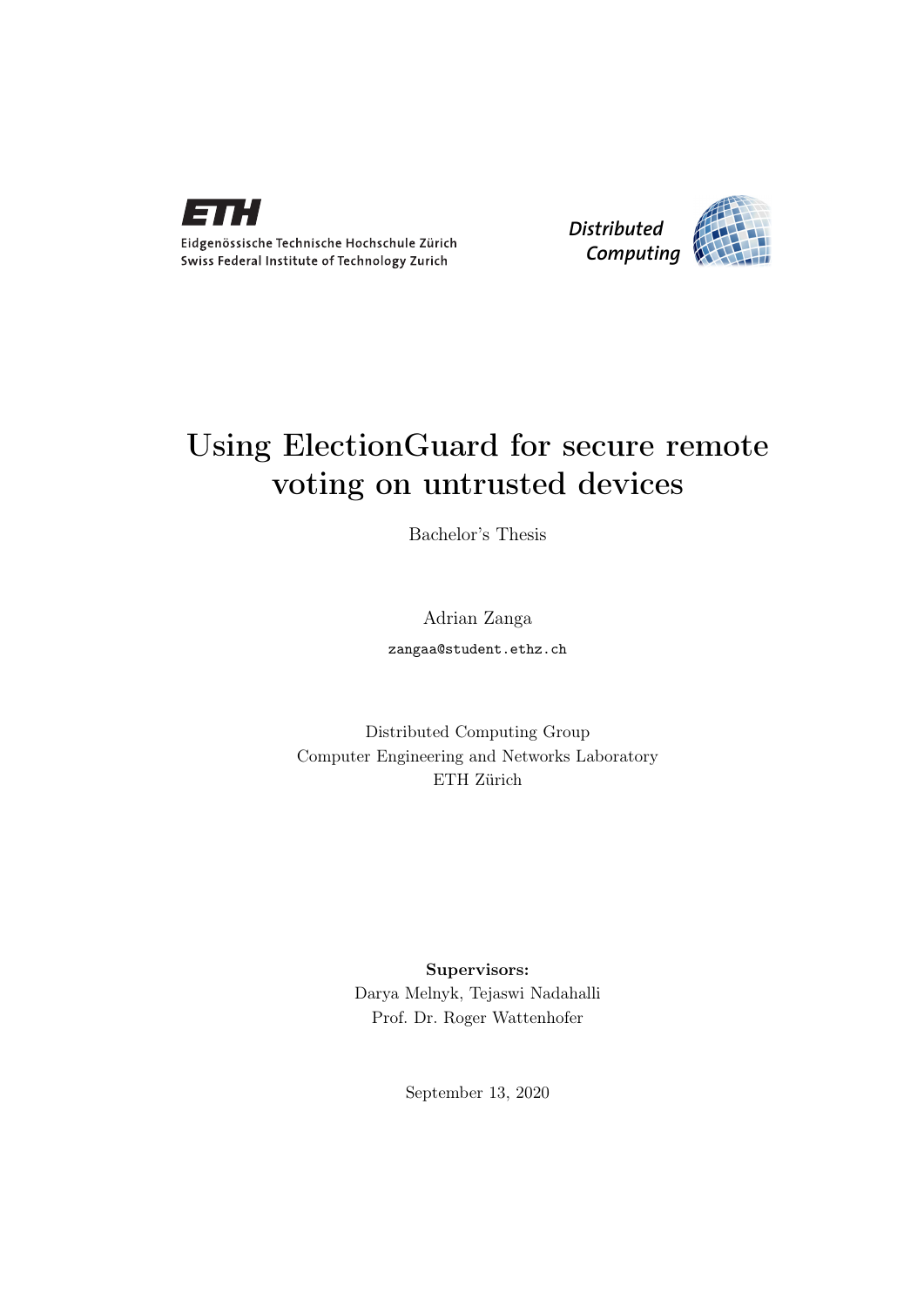Eidgenössische Technische Hochschule Zürich
Swiss Federal Institute of Technology Zurich

*Distributed Computing*

# Using ElectionGuard for secure remote voting on untrusted devices

Bachelor's Thesis

Adrian Zanga

`zangaa@student.ethz.ch`

Distributed Computing Group
Computer Engineering and Networks Laboratory
ETH Zürich

**Supervisors:**
Darya Melnyk, Tejaswi Nadahalli
Prof. Dr. Roger Wattenhofer

September 13, 2020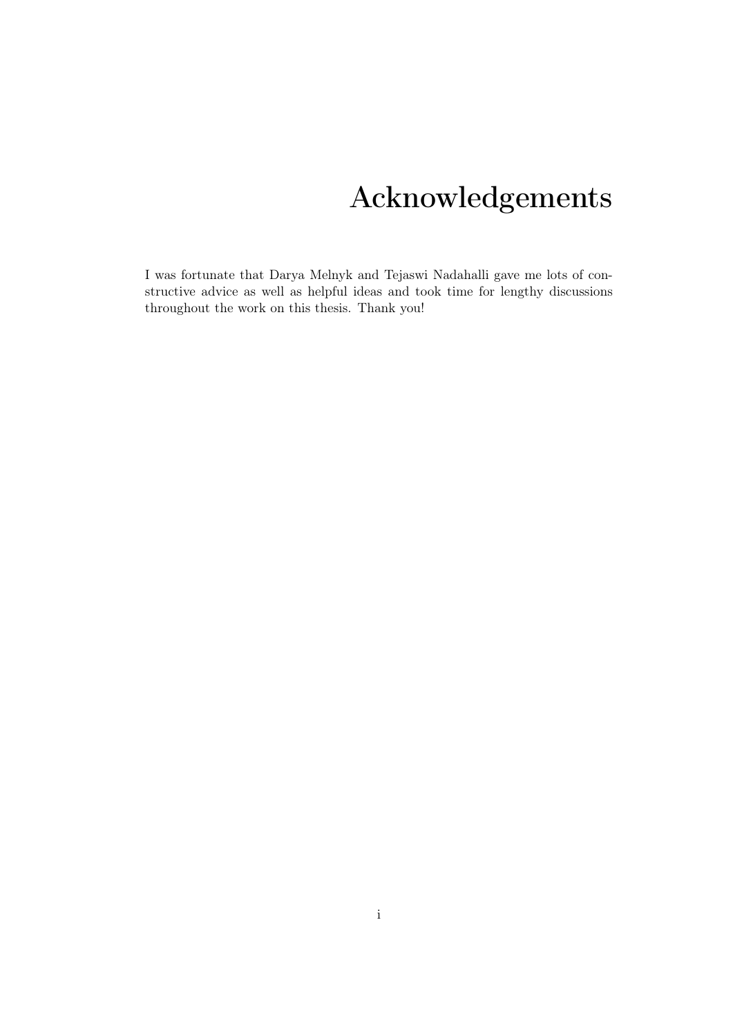# Acknowledgements

I was fortunate that Darya Melnyk and Tejaswi Nadahalli gave me lots of constructive advice as well as helpful ideas and took time for lengthy discussions throughout the work on this thesis. Thank you!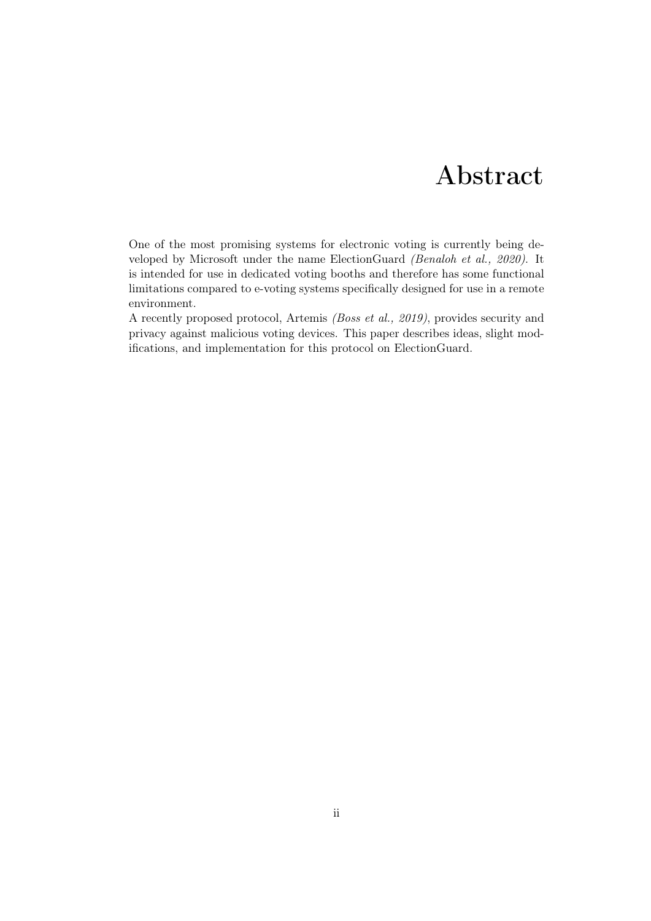# Abstract

One of the most promising systems for electronic voting is currently being developed by Microsoft under the name ElectionGuard *(Benaloh et al., 2020)*. It is intended for use in dedicated voting booths and therefore has some functional limitations compared to e-voting systems specifically designed for use in a remote environment.

A recently proposed protocol, Artemis *(Boss et al., 2019)*, provides security and privacy against malicious voting devices. This paper describes ideas, slight modifications, and implementation for this protocol on ElectionGuard.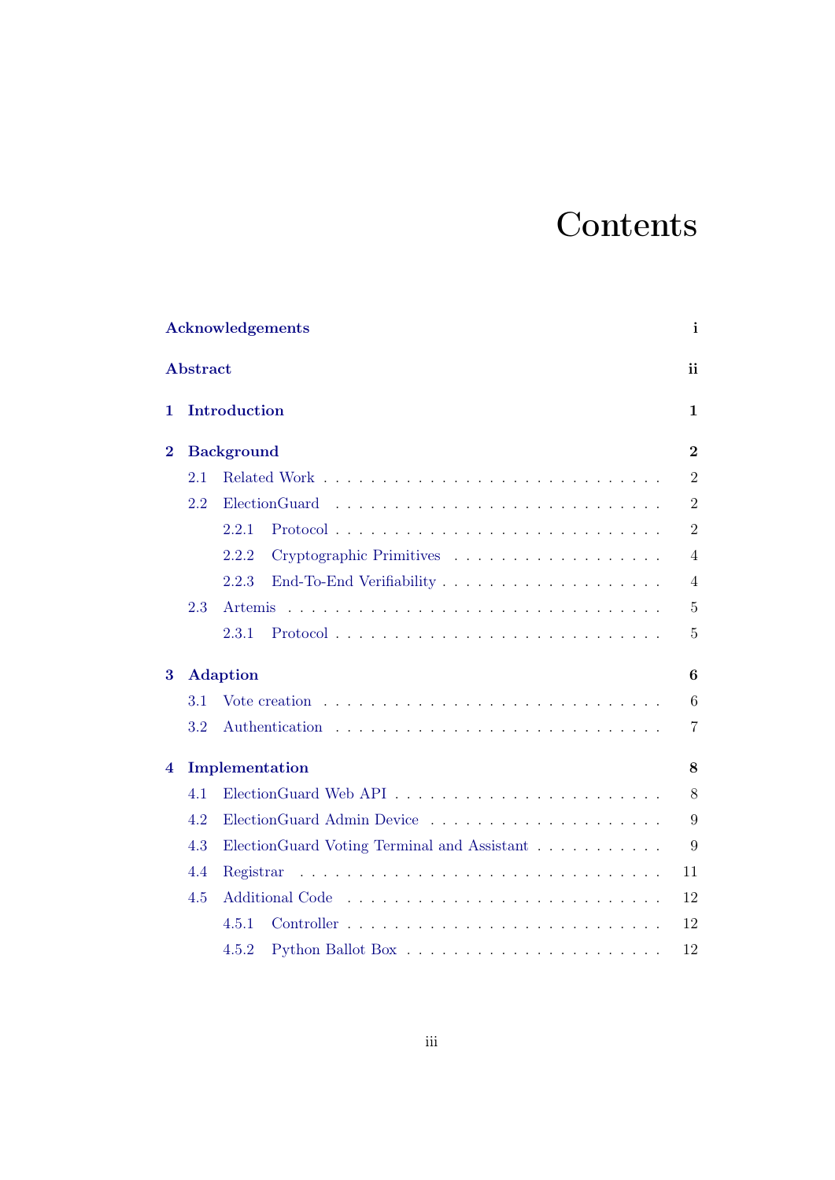# Contents

**Acknowledgements** **i**

**Abstract** **ii**

**1 Introduction** **1**

**2 Background** **2**

- 2.1 Related Work . . . . . . . . . . . . . . . . . . . . . . . . . . . . 2
- 2.2 ElectionGuard . . . . . . . . . . . . . . . . . . . . . . . . . . . . 2
  - 2.2.1 Protocol . . . . . . . . . . . . . . . . . . . . . . . . . . . 2
  - 2.2.2 Cryptographic Primitives . . . . . . . . . . . . . . . . . . 4
  - 2.2.3 End-To-End Verifiability . . . . . . . . . . . . . . . . . . 4
- 2.3 Artemis . . . . . . . . . . . . . . . . . . . . . . . . . . . . . . . 5
  - 2.3.1 Protocol . . . . . . . . . . . . . . . . . . . . . . . . . . . 5

**3 Adaption** **6**

- 3.1 Vote creation . . . . . . . . . . . . . . . . . . . . . . . . . . . . 6
- 3.2 Authentication . . . . . . . . . . . . . . . . . . . . . . . . . . . 7

**4 Implementation** **8**

- 4.1 ElectionGuard Web API . . . . . . . . . . . . . . . . . . . . . . . 8
- 4.2 ElectionGuard Admin Device . . . . . . . . . . . . . . . . . . . . 9
- 4.3 ElectionGuard Voting Terminal and Assistant . . . . . . . . . . . 9
- 4.4 Registrar . . . . . . . . . . . . . . . . . . . . . . . . . . . . . . 11
- 4.5 Additional Code . . . . . . . . . . . . . . . . . . . . . . . . . . . 12
  - 4.5.1 Controller . . . . . . . . . . . . . . . . . . . . . . . . . . 12
  - 4.5.2 Python Ballot Box . . . . . . . . . . . . . . . . . . . . . 12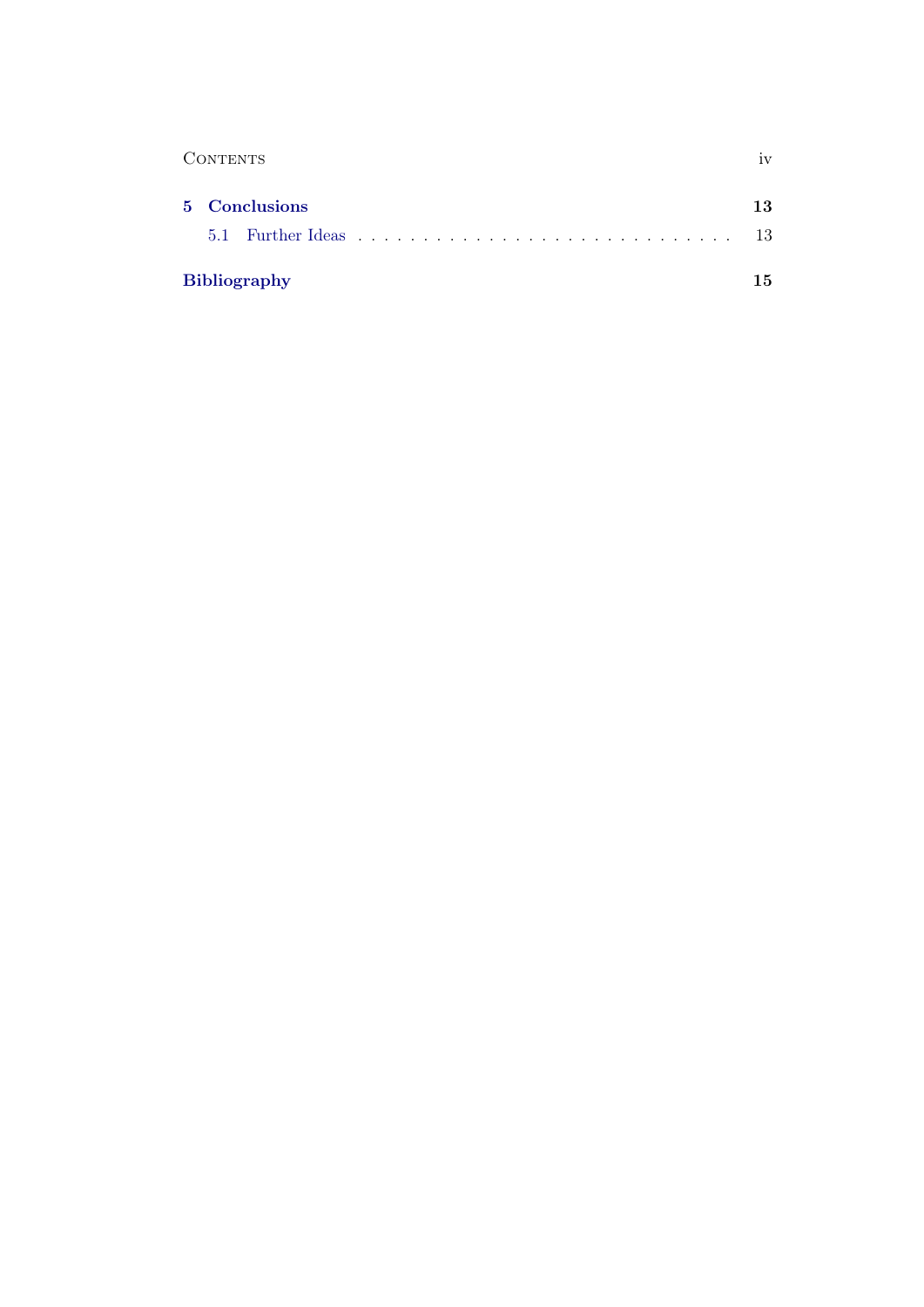5 Conclusions 13

5.1 Further Ideas . . . . . . . . . . . . . . . . . . . . . . . . . . . . 13

Bibliography 15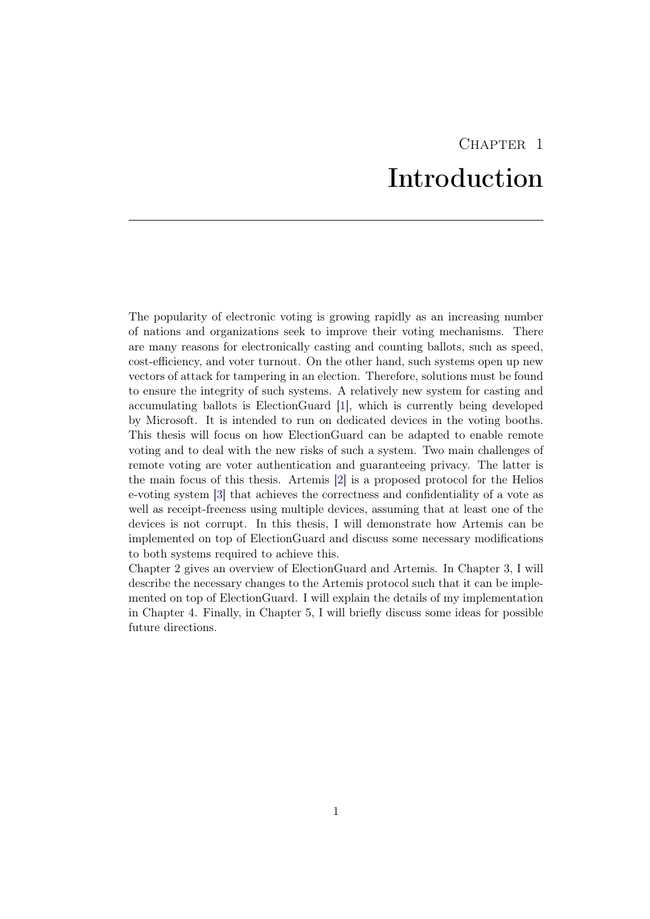# Chapter 1
# Introduction

The popularity of electronic voting is growing rapidly as an increasing number of nations and organizations seek to improve their voting mechanisms. There are many reasons for electronically casting and counting ballots, such as speed, cost-efficiency, and voter turnout. On the other hand, such systems open up new vectors of attack for tampering in an election. Therefore, solutions must be found to ensure the integrity of such systems. A relatively new system for casting and accumulating ballots is ElectionGuard [1], which is currently being developed by Microsoft. It is intended to run on dedicated devices in the voting booths. This thesis will focus on how ElectionGuard can be adapted to enable remote voting and to deal with the new risks of such a system. Two main challenges of remote voting are voter authentication and guaranteeing privacy. The latter is the main focus of this thesis. Artemis [2] is a proposed protocol for the Helios e-voting system [3] that achieves the correctness and confidentiality of a vote as well as receipt-freeness using multiple devices, assuming that at least one of the devices is not corrupt. In this thesis, I will demonstrate how Artemis can be implemented on top of ElectionGuard and discuss some necessary modifications to both systems required to achieve this.

Chapter 2 gives an overview of ElectionGuard and Artemis. In Chapter 3, I will describe the necessary changes to the Artemis protocol such that it can be implemented on top of ElectionGuard. I will explain the details of my implementation in Chapter 4. Finally, in Chapter 5, I will briefly discuss some ideas for possible future directions.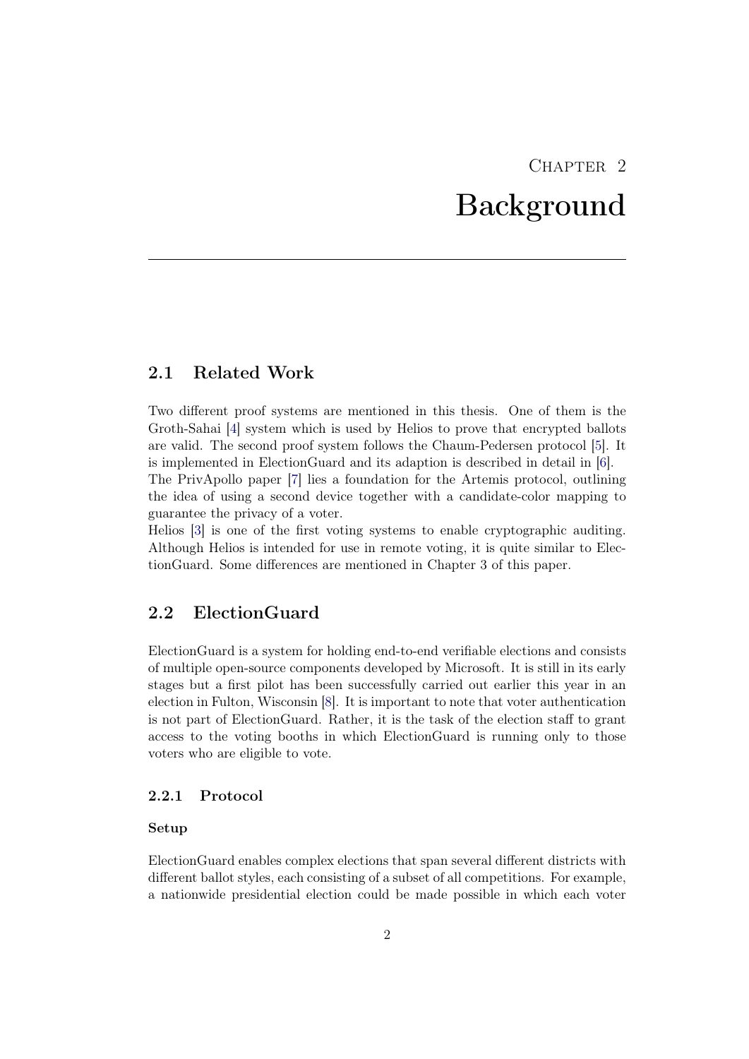# Chapter 2
# Background

## 2.1 Related Work

Two different proof systems are mentioned in this thesis. One of them is the Groth-Sahai [4] system which is used by Helios to prove that encrypted ballots are valid. The second proof system follows the Chaum-Pedersen protocol [5]. It is implemented in ElectionGuard and its adaption is described in detail in [6].
The PrivApollo paper [7] lies a foundation for the Artemis protocol, outlining the idea of using a second device together with a candidate-color mapping to guarantee the privacy of a voter.
Helios [3] is one of the first voting systems to enable cryptographic auditing. Although Helios is intended for use in remote voting, it is quite similar to ElectionGuard. Some differences are mentioned in Chapter 3 of this paper.

## 2.2 ElectionGuard

ElectionGuard is a system for holding end-to-end verifiable elections and consists of multiple open-source components developed by Microsoft. It is still in its early stages but a first pilot has been successfully carried out earlier this year in an election in Fulton, Wisconsin [8]. It is important to note that voter authentication is not part of ElectionGuard. Rather, it is the task of the election staff to grant access to the voting booths in which ElectionGuard is running only to those voters who are eligible to vote.

### 2.2.1 Protocol

#### Setup

ElectionGuard enables complex elections that span several different districts with different ballot styles, each consisting of a subset of all competitions. For example, a nationwide presidential election could be made possible in which each voter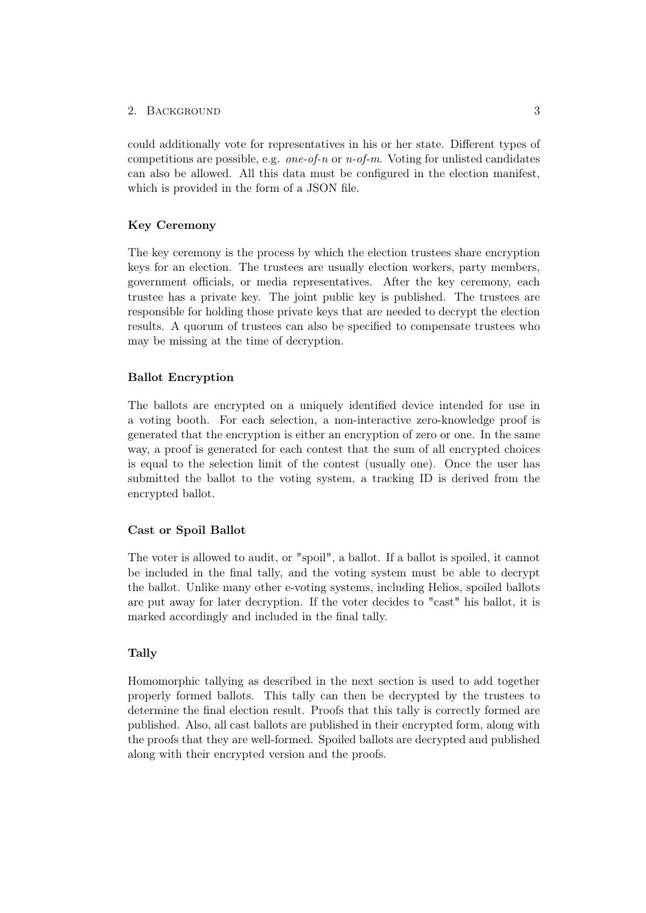could additionally vote for representatives in his or her state. Different types of competitions are possible, e.g. *one-of-n* or *n-of-m*. Voting for unlisted candidates can also be allowed. All this data must be configured in the election manifest, which is provided in the form of a JSON file.

#### Key Ceremony

The key ceremony is the process by which the election trustees share encryption keys for an election. The trustees are usually election workers, party members, government officials, or media representatives. After the key ceremony, each trustee has a private key. The joint public key is published. The trustees are responsible for holding those private keys that are needed to decrypt the election results. A quorum of trustees can also be specified to compensate trustees who may be missing at the time of decryption.

#### Ballot Encryption

The ballots are encrypted on a uniquely identified device intended for use in a voting booth. For each selection, a non-interactive zero-knowledge proof is generated that the encryption is either an encryption of zero or one. In the same way, a proof is generated for each contest that the sum of all encrypted choices is equal to the selection limit of the contest (usually one). Once the user has submitted the ballot to the voting system, a tracking ID is derived from the encrypted ballot.

#### Cast or Spoil Ballot

The voter is allowed to audit, or "spoil", a ballot. If a ballot is spoiled, it cannot be included in the final tally, and the voting system must be able to decrypt the ballot. Unlike many other e-voting systems, including Helios, spoiled ballots are put away for later decryption. If the voter decides to "cast" his ballot, it is marked accordingly and included in the final tally.

#### Tally

Homomorphic tallying as described in the next section is used to add together properly formed ballots. This tally can then be decrypted by the trustees to determine the final election result. Proofs that this tally is correctly formed are published. Also, all cast ballots are published in their encrypted form, along with the proofs that they are well-formed. Spoiled ballots are decrypted and published along with their encrypted version and the proofs.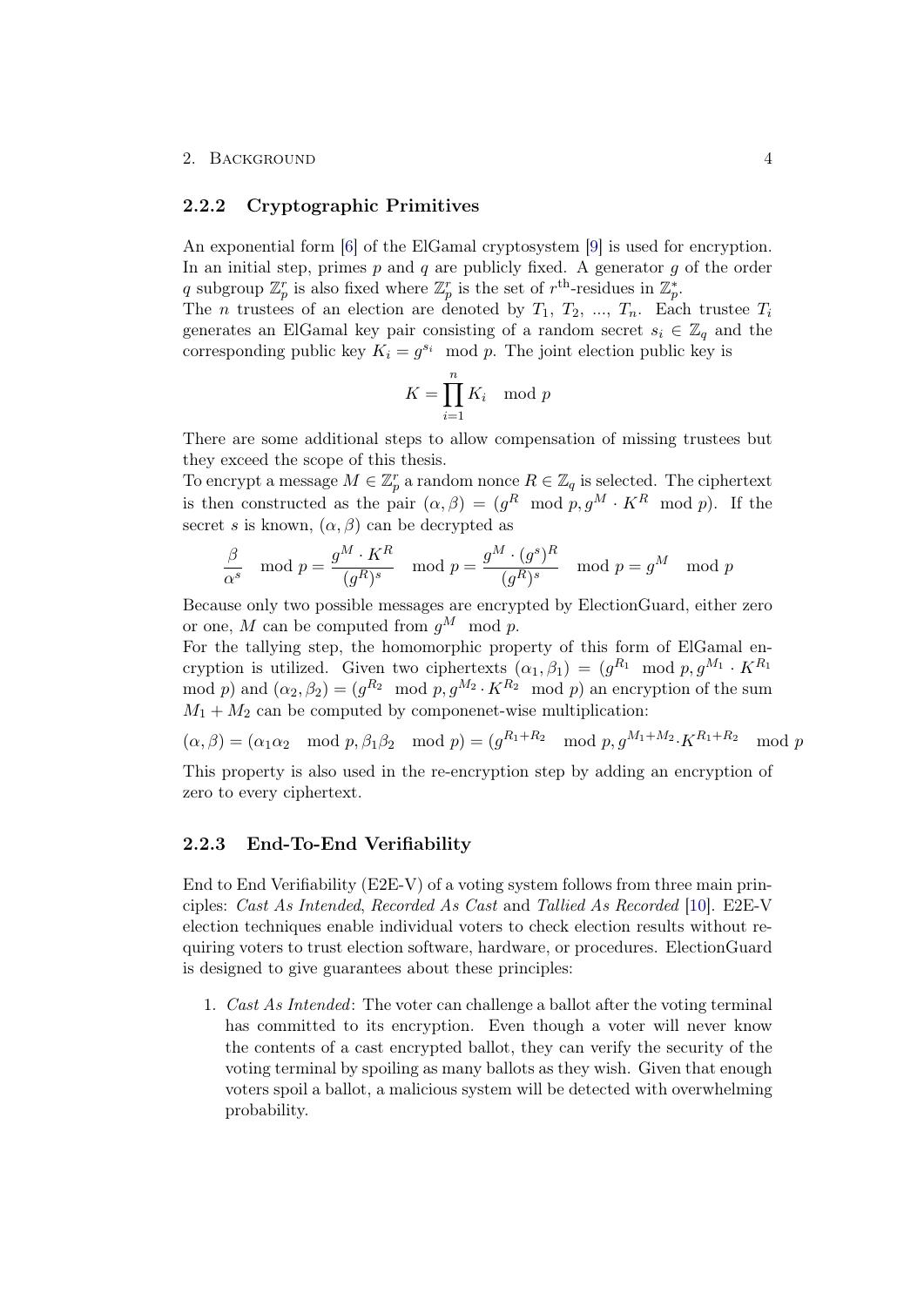### 2.2.2 Cryptographic Primitives

An exponential form [6] of the ElGamal cryptosystem [9] is used for encryption. In an initial step, primes $p$ and $q$ are publicly fixed. A generator $g$ of the order $q$ subgroup $\mathbb{Z}_p^r$ is also fixed where $\mathbb{Z}_p^r$ is the set of $r^{\text{th}}$-residues in $\mathbb{Z}_p^*$.
The $n$ trustees of an election are denoted by $T_1$, $T_2$, ..., $T_n$. Each trustee $T_i$ generates an ElGamal key pair consisting of a random secret $s_i \in \mathbb{Z}_q$ and the corresponding public key $K_i = g^{s_i} \mod p$. The joint election public key is

$$K = \prod_{i=1}^{n} K_i \mod p$$

There are some additional steps to allow compensation of missing trustees but they exceed the scope of this thesis.
To encrypt a message $M \in \mathbb{Z}_p^r$ a random nonce $R \in \mathbb{Z}_q$ is selected. The ciphertext is then constructed as the pair $(\alpha, \beta) = (g^R \mod p, g^M \cdot K^R \mod p)$. If the secret $s$ is known, $(\alpha, \beta)$ can be decrypted as

$$\frac{\beta}{\alpha^s} \mod p = \frac{g^M \cdot K^R}{(g^R)^s} \mod p = \frac{g^M \cdot (g^s)^R}{(g^R)^s} \mod p = g^M \mod p$$

Because only two possible messages are encrypted by ElectionGuard, either zero or one, $M$ can be computed from $g^M \mod p$.
For the tallying step, the homomorphic property of this form of ElGamal encryption is utilized. Given two ciphertexts $(\alpha_1, \beta_1) = (g^{R_1} \mod p, g^{M_1} \cdot K^{R_1} \mod p)$ and $(\alpha_2, \beta_2) = (g^{R_2} \mod p, g^{M_2} \cdot K^{R_2} \mod p)$ an encryption of the sum $M_1 + M_2$ can be computed by componenet-wise multiplication:

$$(\alpha, \beta) = (\alpha_1 \alpha_2 \mod p, \beta_1 \beta_2 \mod p) = (g^{R_1+R_2} \mod p, g^{M_1+M_2} \cdot K^{R_1+R_2} \mod p$$

This property is also used in the re-encryption step by adding an encryption of zero to every ciphertext.

### 2.2.3 End-To-End Verifiability

End to End Verifiability (E2E-V) of a voting system follows from three main principles: *Cast As Intended*, *Recorded As Cast* and *Tallied As Recorded* [10]. E2E-V election techniques enable individual voters to check election results without requiring voters to trust election software, hardware, or procedures. ElectionGuard is designed to give guarantees about these principles:

1. *Cast As Intended*: The voter can challenge a ballot after the voting terminal has committed to its encryption. Even though a voter will never know the contents of a cast encrypted ballot, they can verify the security of the voting terminal by spoiling as many ballots as they wish. Given that enough voters spoil a ballot, a malicious system will be detected with overwhelming probability.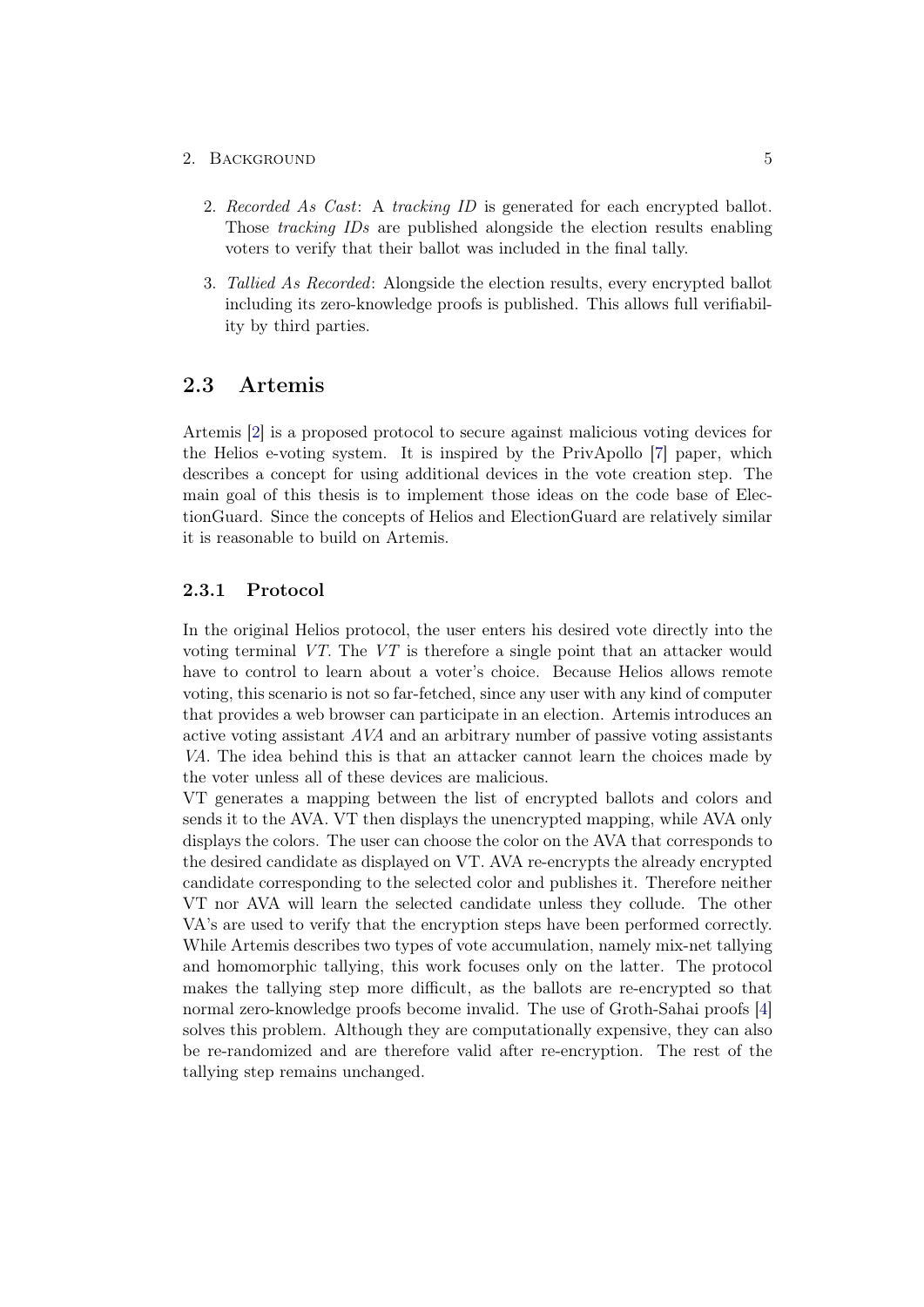2. *Recorded As Cast*: A *tracking ID* is generated for each encrypted ballot. Those *tracking IDs* are published alongside the election results enabling voters to verify that their ballot was included in the final tally.

3. *Tallied As Recorded*: Alongside the election results, every encrypted ballot including its zero-knowledge proofs is published. This allows full verifiability by third parties.

## 2.3 Artemis

Artemis [2] is a proposed protocol to secure against malicious voting devices for the Helios e-voting system. It is inspired by the PrivApollo [7] paper, which describes a concept for using additional devices in the vote creation step. The main goal of this thesis is to implement those ideas on the code base of ElectionGuard. Since the concepts of Helios and ElectionGuard are relatively similar it is reasonable to build on Artemis.

### 2.3.1 Protocol

In the original Helios protocol, the user enters his desired vote directly into the voting terminal *VT*. The *VT* is therefore a single point that an attacker would have to control to learn about a voter's choice. Because Helios allows remote voting, this scenario is not so far-fetched, since any user with any kind of computer that provides a web browser can participate in an election. Artemis introduces an active voting assistant *AVA* and an arbitrary number of passive voting assistants *VA*. The idea behind this is that an attacker cannot learn the choices made by the voter unless all of these devices are malicious.
VT generates a mapping between the list of encrypted ballots and colors and sends it to the AVA. VT then displays the unencrypted mapping, while AVA only displays the colors. The user can choose the color on the AVA that corresponds to the desired candidate as displayed on VT. AVA re-encrypts the already encrypted candidate corresponding to the selected color and publishes it. Therefore neither VT nor AVA will learn the selected candidate unless they collude. The other VA's are used to verify that the encryption steps have been performed correctly. While Artemis describes two types of vote accumulation, namely mix-net tallying and homomorphic tallying, this work focuses only on the latter. The protocol makes the tallying step more difficult, as the ballots are re-encrypted so that normal zero-knowledge proofs become invalid. The use of Groth-Sahai proofs [4] solves this problem. Although they are computationally expensive, they can also be re-randomized and are therefore valid after re-encryption. The rest of the tallying step remains unchanged.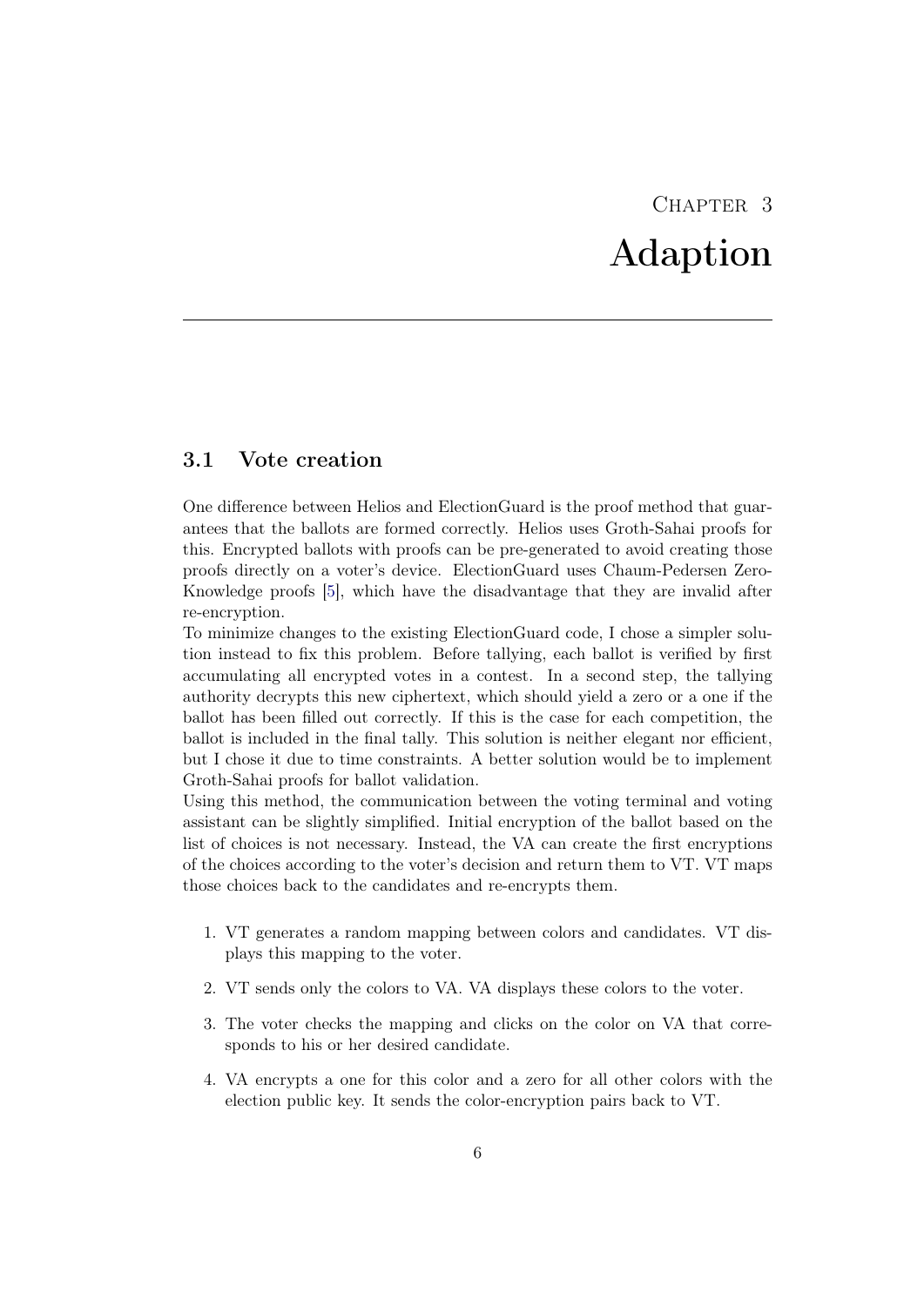# Chapter 3
# Adaption

## 3.1 Vote creation

One difference between Helios and ElectionGuard is the proof method that guarantees that the ballots are formed correctly. Helios uses Groth-Sahai proofs for this. Encrypted ballots with proofs can be pre-generated to avoid creating those proofs directly on a voter's device. ElectionGuard uses Chaum-Pedersen Zero-Knowledge proofs [5], which have the disadvantage that they are invalid after re-encryption.

To minimize changes to the existing ElectionGuard code, I chose a simpler solution instead to fix this problem. Before tallying, each ballot is verified by first accumulating all encrypted votes in a contest. In a second step, the tallying authority decrypts this new ciphertext, which should yield a zero or a one if the ballot has been filled out correctly. If this is the case for each competition, the ballot is included in the final tally. This solution is neither elegant nor efficient, but I chose it due to time constraints. A better solution would be to implement Groth-Sahai proofs for ballot validation.

Using this method, the communication between the voting terminal and voting assistant can be slightly simplified. Initial encryption of the ballot based on the list of choices is not necessary. Instead, the VA can create the first encryptions of the choices according to the voter's decision and return them to VT. VT maps those choices back to the candidates and re-encrypts them.

1. VT generates a random mapping between colors and candidates. VT displays this mapping to the voter.
2. VT sends only the colors to VA. VA displays these colors to the voter.
3. The voter checks the mapping and clicks on the color on VA that corresponds to his or her desired candidate.
4. VA encrypts a one for this color and a zero for all other colors with the election public key. It sends the color-encryption pairs back to VT.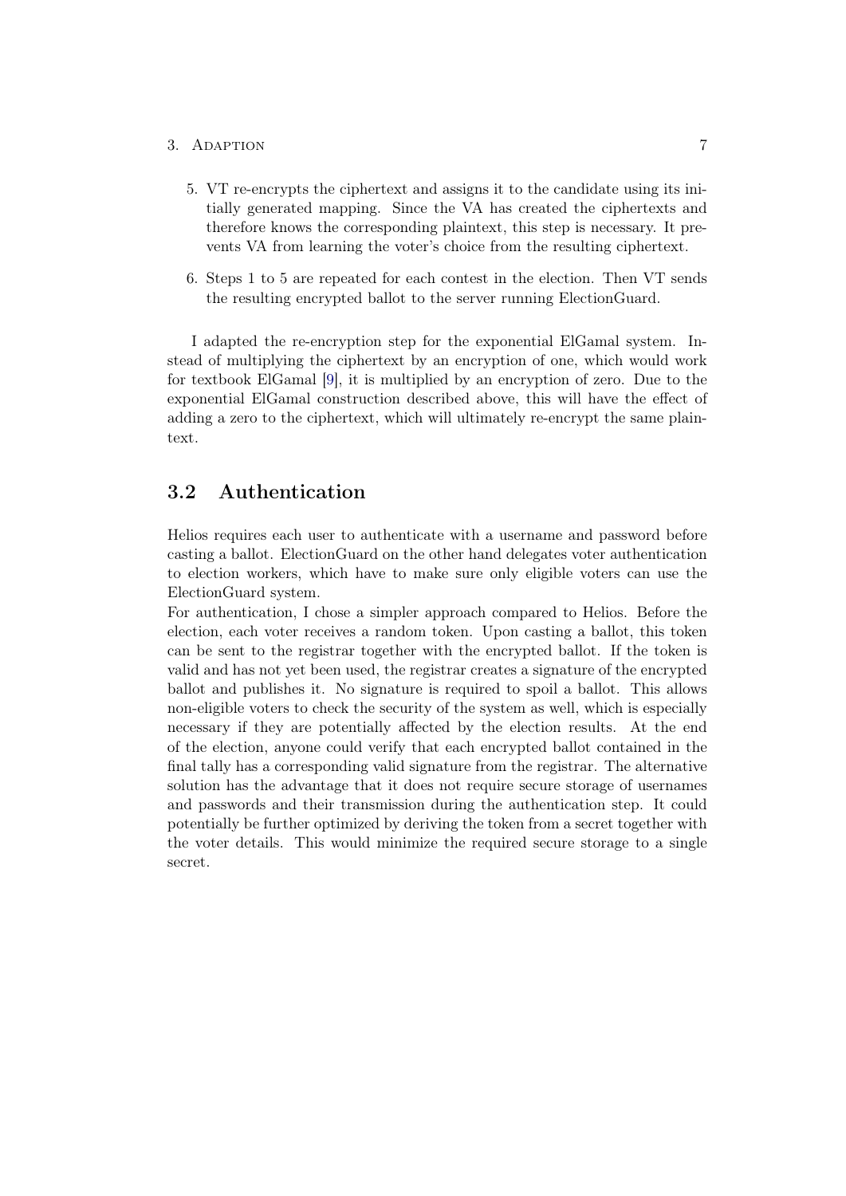5. VT re-encrypts the ciphertext and assigns it to the candidate using its initially generated mapping. Since the VA has created the ciphertexts and therefore knows the corresponding plaintext, this step is necessary. It prevents VA from learning the voter's choice from the resulting ciphertext.

6. Steps 1 to 5 are repeated for each contest in the election. Then VT sends the resulting encrypted ballot to the server running ElectionGuard.

I adapted the re-encryption step for the exponential ElGamal system. Instead of multiplying the ciphertext by an encryption of one, which would work for textbook ElGamal [9], it is multiplied by an encryption of zero. Due to the exponential ElGamal construction described above, this will have the effect of adding a zero to the ciphertext, which will ultimately re-encrypt the same plaintext.

## 3.2 Authentication

Helios requires each user to authenticate with a username and password before casting a ballot. ElectionGuard on the other hand delegates voter authentication to election workers, which have to make sure only eligible voters can use the ElectionGuard system.

For authentication, I chose a simpler approach compared to Helios. Before the election, each voter receives a random token. Upon casting a ballot, this token can be sent to the registrar together with the encrypted ballot. If the token is valid and has not yet been used, the registrar creates a signature of the encrypted ballot and publishes it. No signature is required to spoil a ballot. This allows non-eligible voters to check the security of the system as well, which is especially necessary if they are potentially affected by the election results. At the end of the election, anyone could verify that each encrypted ballot contained in the final tally has a corresponding valid signature from the registrar. The alternative solution has the advantage that it does not require secure storage of usernames and passwords and their transmission during the authentication step. It could potentially be further optimized by deriving the token from a secret together with the voter details. This would minimize the required secure storage to a single secret.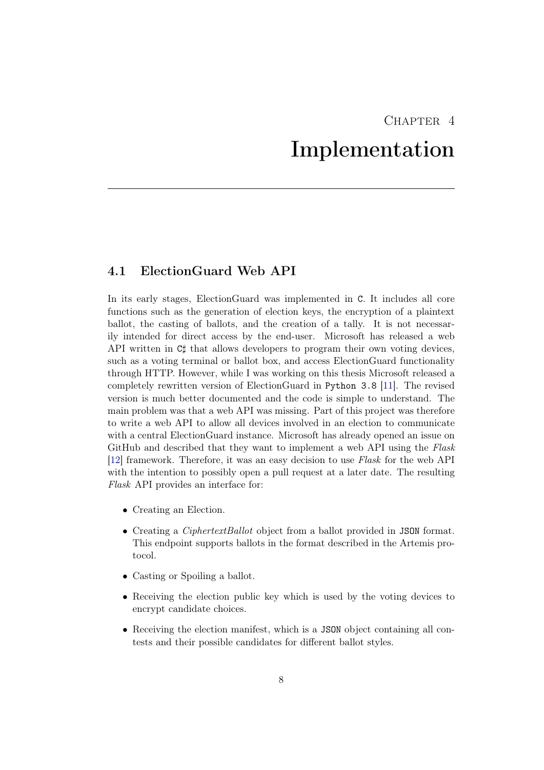# Chapter 4

# Implementation

## 4.1 ElectionGuard Web API

In its early stages, ElectionGuard was implemented in `C`. It includes all core functions such as the generation of election keys, the encryption of a plaintext ballot, the casting of ballots, and the creation of a tally. It is not necessarily intended for direct access by the end-user. Microsoft has released a web API written in `C♯` that allows developers to program their own voting devices, such as a voting terminal or ballot box, and access ElectionGuard functionality through HTTP. However, while I was working on this thesis Microsoft released a completely rewritten version of ElectionGuard in `Python 3.8` [11]. The revised version is much better documented and the code is simple to understand. The main problem was that a web API was missing. Part of this project was therefore to write a web API to allow all devices involved in an election to communicate with a central ElectionGuard instance. Microsoft has already opened an issue on GitHub and described that they want to implement a web API using the *Flask* [12] framework. Therefore, it was an easy decision to use *Flask* for the web API with the intention to possibly open a pull request at a later date. The resulting *Flask* API provides an interface for:

- Creating an Election.
- Creating a *CiphertextBallot* object from a ballot provided in `JSON` format. This endpoint supports ballots in the format described in the Artemis protocol.
- Casting or Spoiling a ballot.
- Receiving the election public key which is used by the voting devices to encrypt candidate choices.
- Receiving the election manifest, which is a `JSON` object containing all contests and their possible candidates for different ballot styles.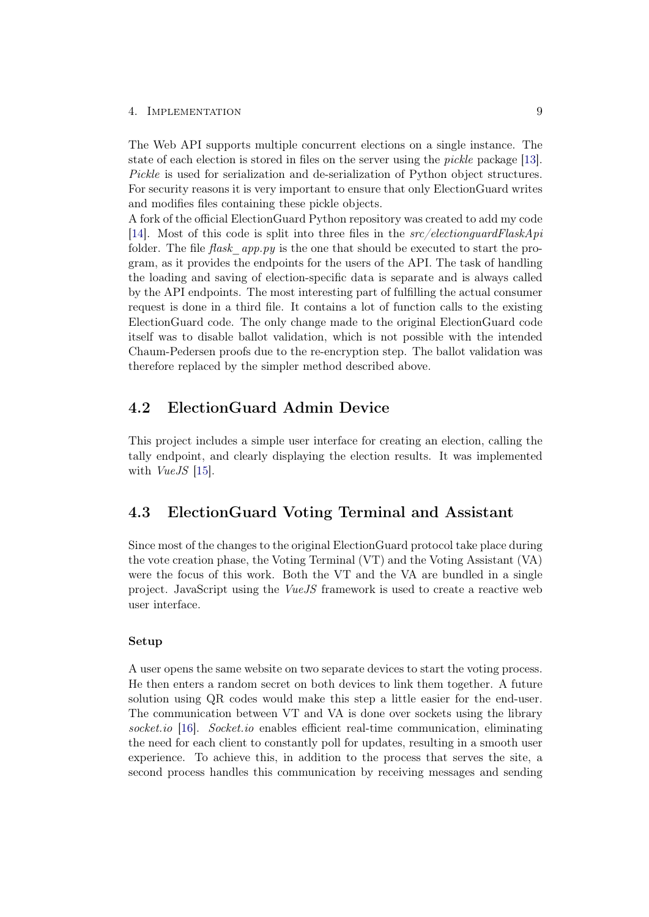The Web API supports multiple concurrent elections on a single instance. The state of each election is stored in files on the server using the *pickle* package [13]. *Pickle* is used for serialization and de-serialization of Python object structures. For security reasons it is very important to ensure that only ElectionGuard writes and modifies files containing these pickle objects.

A fork of the official ElectionGuard Python repository was created to add my code [14]. Most of this code is split into three files in the *src/electionguardFlaskApi* folder. The file *flask_app.py* is the one that should be executed to start the program, as it provides the endpoints for the users of the API. The task of handling the loading and saving of election-specific data is separate and is always called by the API endpoints. The most interesting part of fulfilling the actual consumer request is done in a third file. It contains a lot of function calls to the existing ElectionGuard code. The only change made to the original ElectionGuard code itself was to disable ballot validation, which is not possible with the intended Chaum-Pedersen proofs due to the re-encryption step. The ballot validation was therefore replaced by the simpler method described above.

## 4.2 ElectionGuard Admin Device

This project includes a simple user interface for creating an election, calling the tally endpoint, and clearly displaying the election results. It was implemented with *VueJS* [15].

## 4.3 ElectionGuard Voting Terminal and Assistant

Since most of the changes to the original ElectionGuard protocol take place during the vote creation phase, the Voting Terminal (VT) and the Voting Assistant (VA) were the focus of this work. Both the VT and the VA are bundled in a single project. JavaScript using the *VueJS* framework is used to create a reactive web user interface.

#### Setup

A user opens the same website on two separate devices to start the voting process. He then enters a random secret on both devices to link them together. A future solution using QR codes would make this step a little easier for the end-user. The communication between VT and VA is done over sockets using the library *socket.io* [16]. *Socket.io* enables efficient real-time communication, eliminating the need for each client to constantly poll for updates, resulting in a smooth user experience. To achieve this, in addition to the process that serves the site, a second process handles this communication by receiving messages and sending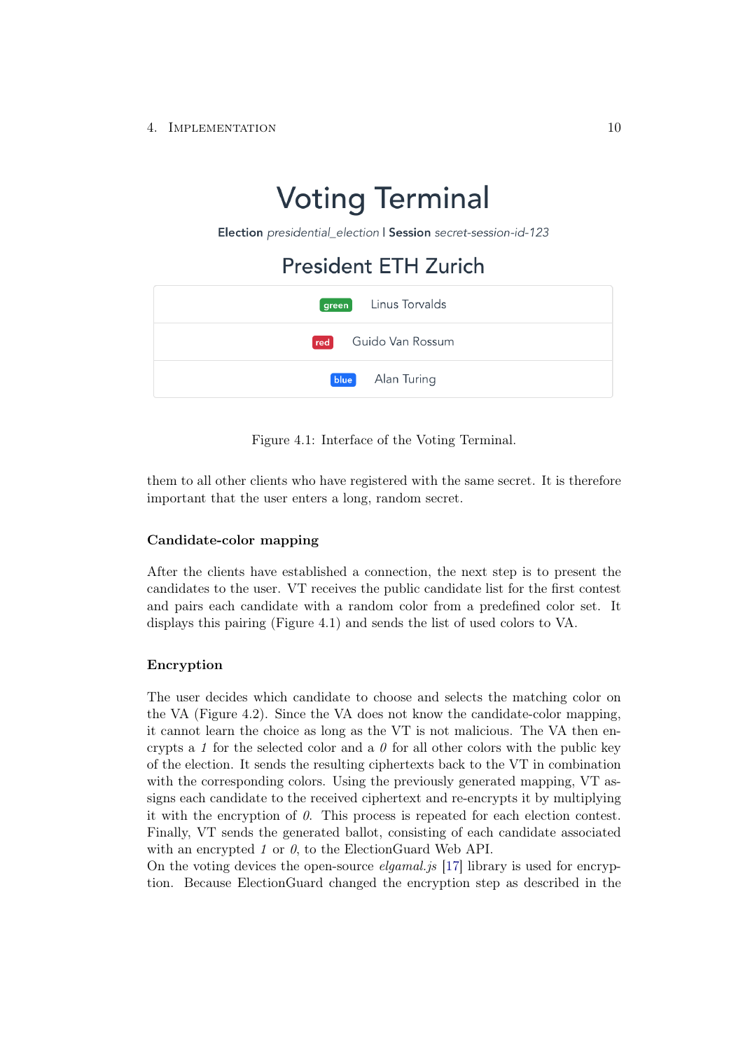# Voting Terminal

**Election** *presidential_election* | **Session** *secret-session-id-123*

## President ETH Zurich

| |
|---|
| green Linus Torvalds |
| red Guido Van Rossum |
| blue Alan Turing |

Figure 4.1: Interface of the Voting Terminal.

them to all other clients who have registered with the same secret. It is therefore important that the user enters a long, random secret.

#### Candidate-color mapping

After the clients have established a connection, the next step is to present the candidates to the user. VT receives the public candidate list for the first contest and pairs each candidate with a random color from a predefined color set. It displays this pairing (Figure 4.1) and sends the list of used colors to VA.

#### Encryption

The user decides which candidate to choose and selects the matching color on the VA (Figure 4.2). Since the VA does not know the candidate-color mapping, it cannot learn the choice as long as the VT is not malicious. The VA then encrypts a *1* for the selected color and a *0* for all other colors with the public key of the election. It sends the resulting ciphertexts back to the VT in combination with the corresponding colors. Using the previously generated mapping, VT assigns each candidate to the received ciphertext and re-encrypts it by multiplying it with the encryption of *0*. This process is repeated for each election contest. Finally, VT sends the generated ballot, consisting of each candidate associated with an encrypted *1* or *0*, to the ElectionGuard Web API.
On the voting devices the open-source *elgamal.js* [17] library is used for encryption. Because ElectionGuard changed the encryption step as described in the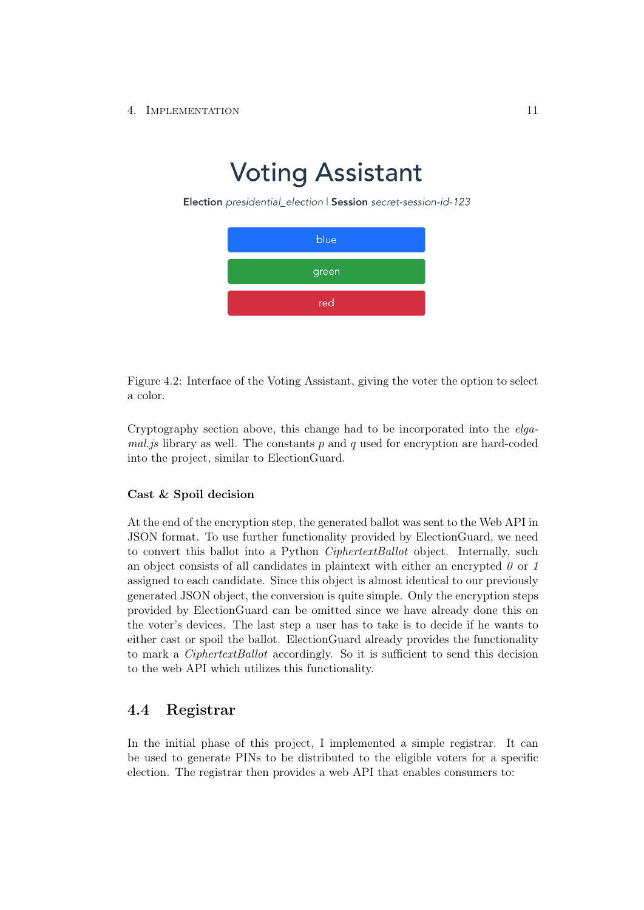# Voting Assistant

**Election** *presidential_election* | **Session** *secret-session-id-123*

blue

green

red

Figure 4.2: Interface of the Voting Assistant, giving the voter the option to select a color.

Cryptography section above, this change had to be incorporated into the *elgamal.js* library as well. The constants $p$ and $q$ used for encryption are hard-coded into the project, similar to ElectionGuard.

### Cast & Spoil decision

At the end of the encryption step, the generated ballot was sent to the Web API in JSON format. To use further functionality provided by ElectionGuard, we need to convert this ballot into a Python *CiphertextBallot* object. Internally, such an object consists of all candidates in plaintext with either an encrypted *0* or *1* assigned to each candidate. Since this object is almost identical to our previously generated JSON object, the conversion is quite simple. Only the encryption steps provided by ElectionGuard can be omitted since we have already done this on the voter's devices. The last step a user has to take is to decide if he wants to either cast or spoil the ballot. ElectionGuard already provides the functionality to mark a *CiphertextBallot* accordingly. So it is sufficient to send this decision to the web API which utilizes this functionality.

## 4.4 Registrar

In the initial phase of this project, I implemented a simple registrar. It can be used to generate PINs to be distributed to the eligible voters for a specific election. The registrar then provides a web API that enables consumers to: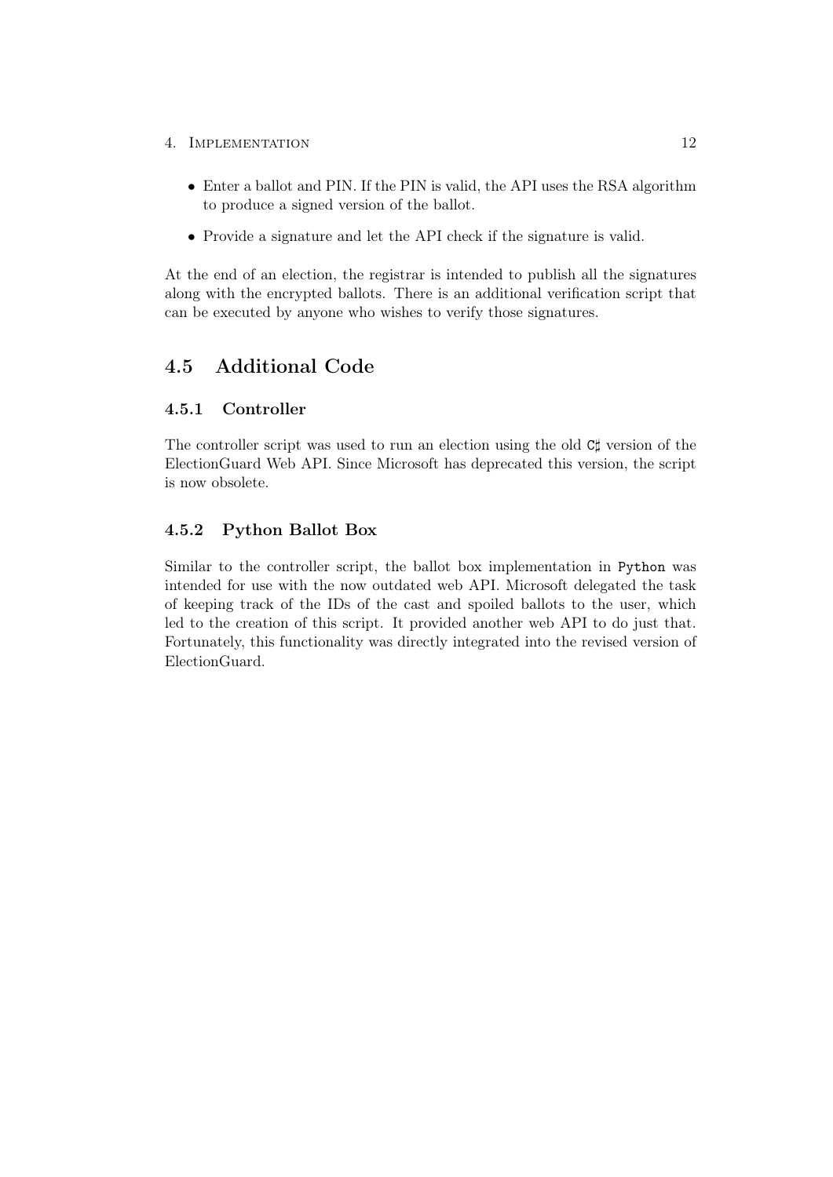- Enter a ballot and PIN. If the PIN is valid, the API uses the RSA algorithm to produce a signed version of the ballot.
- Provide a signature and let the API check if the signature is valid.

At the end of an election, the registrar is intended to publish all the signatures along with the encrypted ballots. There is an additional verification script that can be executed by anyone who wishes to verify those signatures.

## 4.5 Additional Code

### 4.5.1 Controller

The controller script was used to run an election using the old `C♯` version of the ElectionGuard Web API. Since Microsoft has deprecated this version, the script is now obsolete.

### 4.5.2 Python Ballot Box

Similar to the controller script, the ballot box implementation in `Python` was intended for use with the now outdated web API. Microsoft delegated the task of keeping track of the IDs of the cast and spoiled ballots to the user, which led to the creation of this script. It provided another web API to do just that. Fortunately, this functionality was directly integrated into the revised version of ElectionGuard.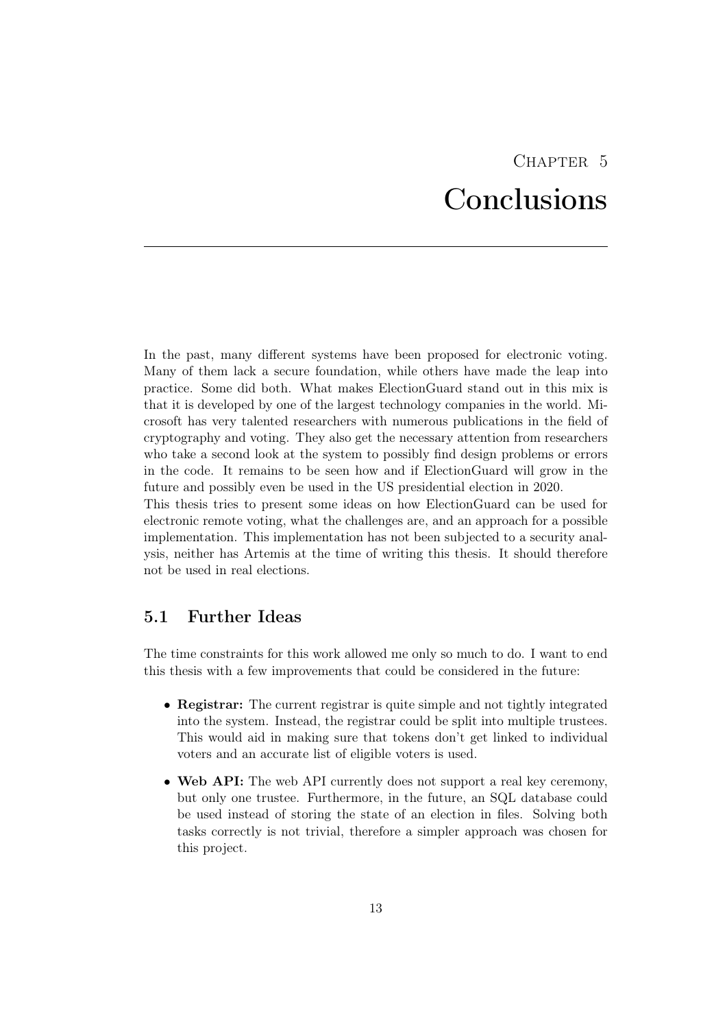# Chapter 5
# Conclusions

In the past, many different systems have been proposed for electronic voting. Many of them lack a secure foundation, while others have made the leap into practice. Some did both. What makes ElectionGuard stand out in this mix is that it is developed by one of the largest technology companies in the world. Microsoft has very talented researchers with numerous publications in the field of cryptography and voting. They also get the necessary attention from researchers who take a second look at the system to possibly find design problems or errors in the code. It remains to be seen how and if ElectionGuard will grow in the future and possibly even be used in the US presidential election in 2020.
This thesis tries to present some ideas on how ElectionGuard can be used for electronic remote voting, what the challenges are, and an approach for a possible implementation. This implementation has not been subjected to a security analysis, neither has Artemis at the time of writing this thesis. It should therefore not be used in real elections.

## 5.1 Further Ideas

The time constraints for this work allowed me only so much to do. I want to end this thesis with a few improvements that could be considered in the future:

- **Registrar:** The current registrar is quite simple and not tightly integrated into the system. Instead, the registrar could be split into multiple trustees. This would aid in making sure that tokens don't get linked to individual voters and an accurate list of eligible voters is used.
- **Web API:** The web API currently does not support a real key ceremony, but only one trustee. Furthermore, in the future, an SQL database could be used instead of storing the state of an election in files. Solving both tasks correctly is not trivial, therefore a simpler approach was chosen for this project.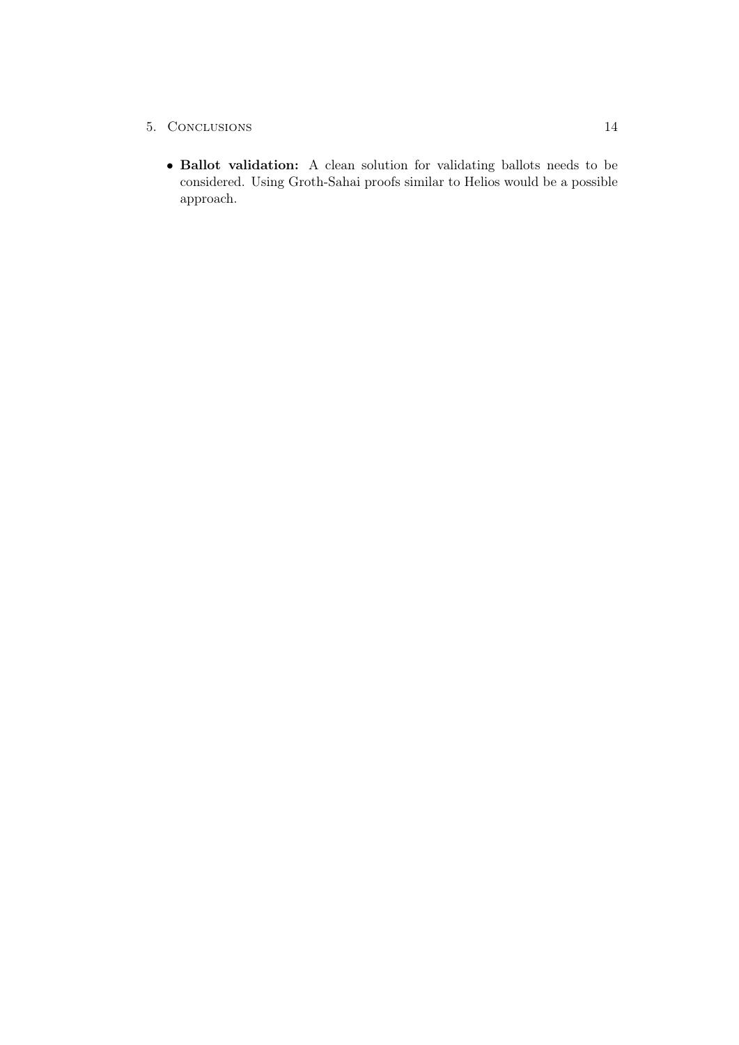- **Ballot validation:** A clean solution for validating ballots needs to be considered. Using Groth-Sahai proofs similar to Helios would be a possible approach.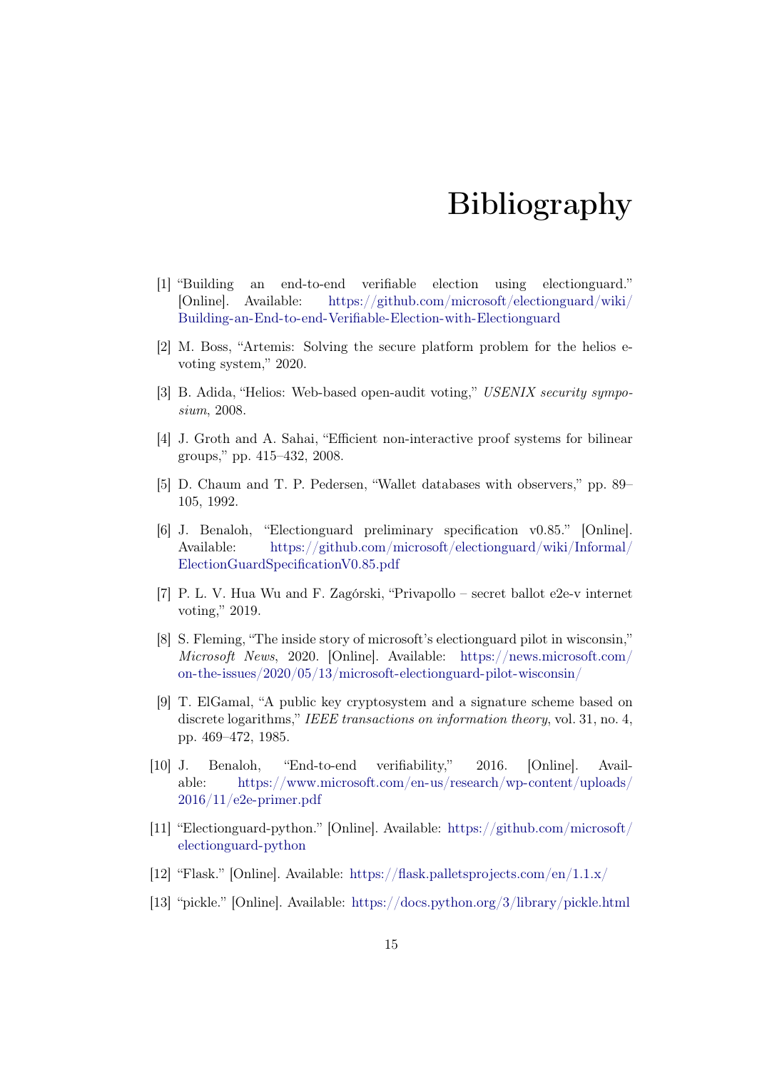# Bibliography

[1] "Building an end-to-end verifiable election using electionguard." [Online]. Available: https://github.com/microsoft/electionguard/wiki/Building-an-End-to-end-Verifiable-Election-with-Electionguard

[2] M. Boss, "Artemis: Solving the secure platform problem for the helios e-voting system," 2020.

[3] B. Adida, "Helios: Web-based open-audit voting," *USENIX security symposium*, 2008.

[4] J. Groth and A. Sahai, "Efficient non-interactive proof systems for bilinear groups," pp. 415–432, 2008.

[5] D. Chaum and T. P. Pedersen, "Wallet databases with observers," pp. 89–105, 1992.

[6] J. Benaloh, "Electionguard preliminary specification v0.85." [Online]. Available: https://github.com/microsoft/electionguard/wiki/Informal/ElectionGuardSpecificationV0.85.pdf

[7] P. L. V. Hua Wu and F. Zagórski, "Privapollo – secret ballot e2e-v internet voting," 2019.

[8] S. Fleming, "The inside story of microsoft's electionguard pilot in wisconsin," *Microsoft News*, 2020. [Online]. Available: https://news.microsoft.com/on-the-issues/2020/05/13/microsoft-electionguard-pilot-wisconsin/

[9] T. ElGamal, "A public key cryptosystem and a signature scheme based on discrete logarithms," *IEEE transactions on information theory*, vol. 31, no. 4, pp. 469–472, 1985.

[10] J. Benaloh, "End-to-end verifiability," 2016. [Online]. Available: https://www.microsoft.com/en-us/research/wp-content/uploads/2016/11/e2e-primer.pdf

[11] "Electionguard-python." [Online]. Available: https://github.com/microsoft/electionguard-python

[12] "Flask." [Online]. Available: https://flask.palletsprojects.com/en/1.1.x/

[13] "pickle." [Online]. Available: https://docs.python.org/3/library/pickle.html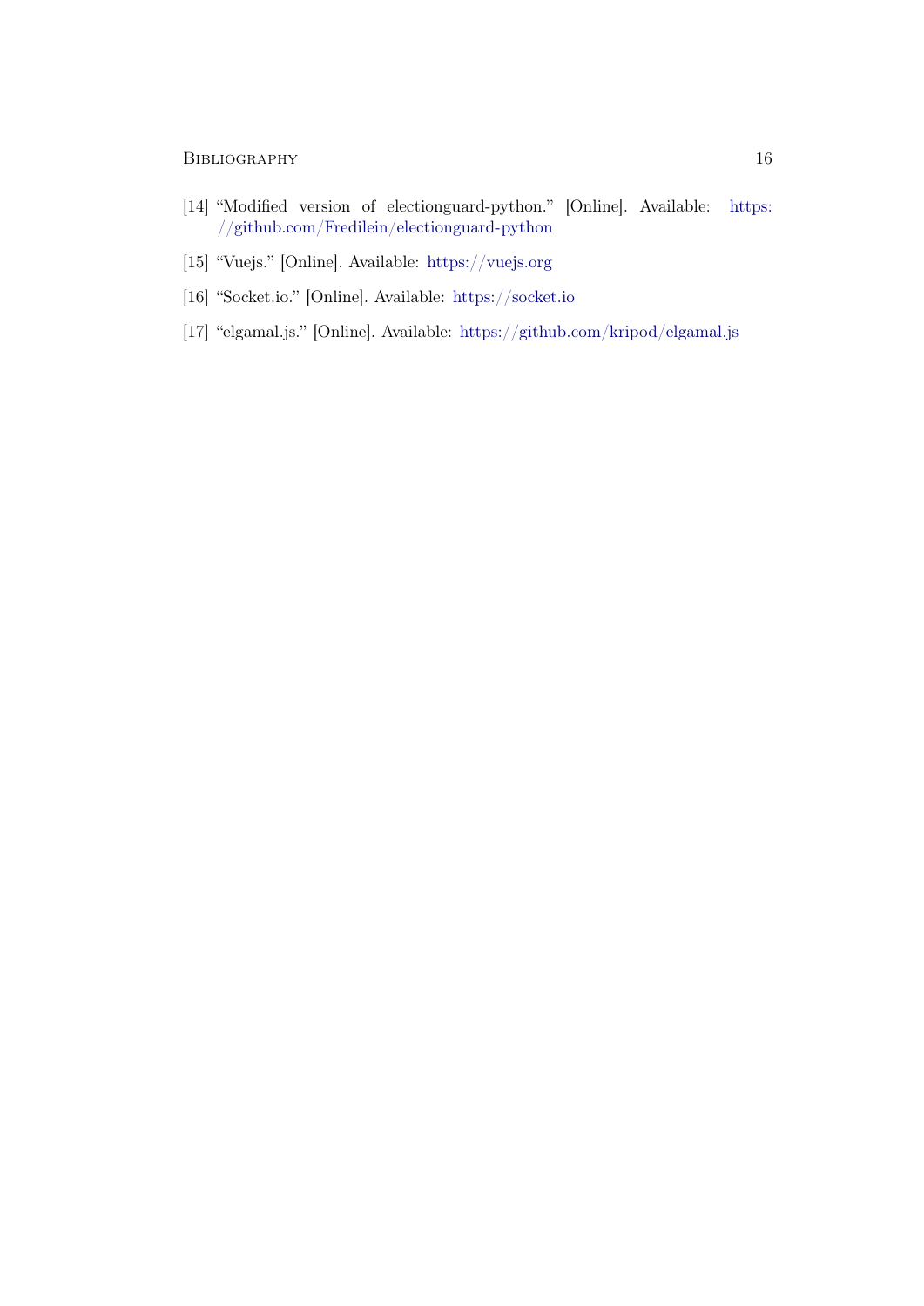[14] "Modified version of electionguard-python." [Online]. Available: https://github.com/Fredilein/electionguard-python

[15] "Vuejs." [Online]. Available: https://vuejs.org

[16] "Socket.io." [Online]. Available: https://socket.io

[17] "elgamal.js." [Online]. Available: https://github.com/kripod/elgamal.js